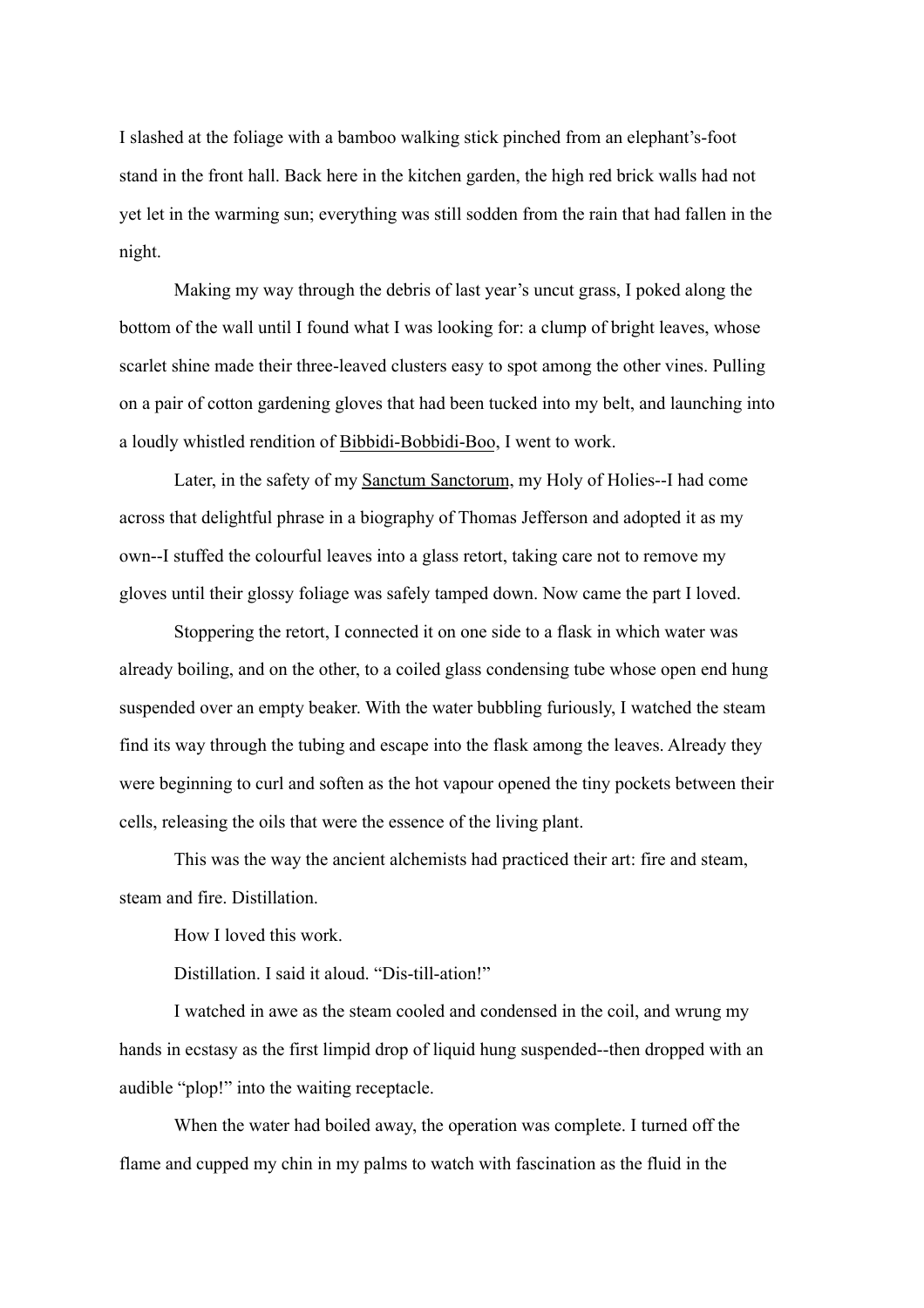I slashed at the foliage with a bamboo walking stick pinched from an elephant's-foot stand in the front hall. Back here in the kitchen garden, the high red brick walls had not yet let in the warming sun; everything was still sodden from the rain that had fallen in the night.

Making my way through the debris of last year's uncut grass, I poked along the bottom of the wall until I found what I was looking for: a clump of bright leaves, whose scarlet shine made their three-leaved clusters easy to spot among the other vines. Pulling on a pair of cotton gardening gloves that had been tucked into my belt, and launching into a loudly whistled rendition of <u>Bibbidi-Bobbidi-Boo</u>, I went to work.

Later, in the safety of my <u>Sanctum Sanctorum</u>, my Holy of Holies--I had come across that delightful phrase in a biography of Thomas Jefferson and adopted it as my own--I stuffed the colourful leaves into a glass retort, taking care not to remove my gloves until their glossy foliage was safely tamped down. Now came the part I loved.

Stoppering the retort, I connected it on one side to a flask in which water was already boiling, and on the other, to a coiled glass condensing tube whose open end hung suspended over an empty beaker. With the water bubbling furiously, I watched the steam find its way through the tubing and escape into the flask among the leaves. Already they were beginning to curl and soften as the hot vapour opened the tiny pockets between their cells, releasing the oils that were the essence of the living plant.

This was the way the ancient alchemists had practiced their art: fire and steam, steam and fire. Distillation.

How I loved this work.

Distillation. I said it aloud. "Dis-till-ation!"

I watched in awe as the steam cooled and condensed in the coil, and wrung my hands in ecstasy as the first limpid drop of liquid hung suspended--then dropped with an audible "plop!" into the waiting receptacle.

When the water had boiled away, the operation was complete. I turned off the flame and cupped my chin in my palms to watch with fascination as the fluid in the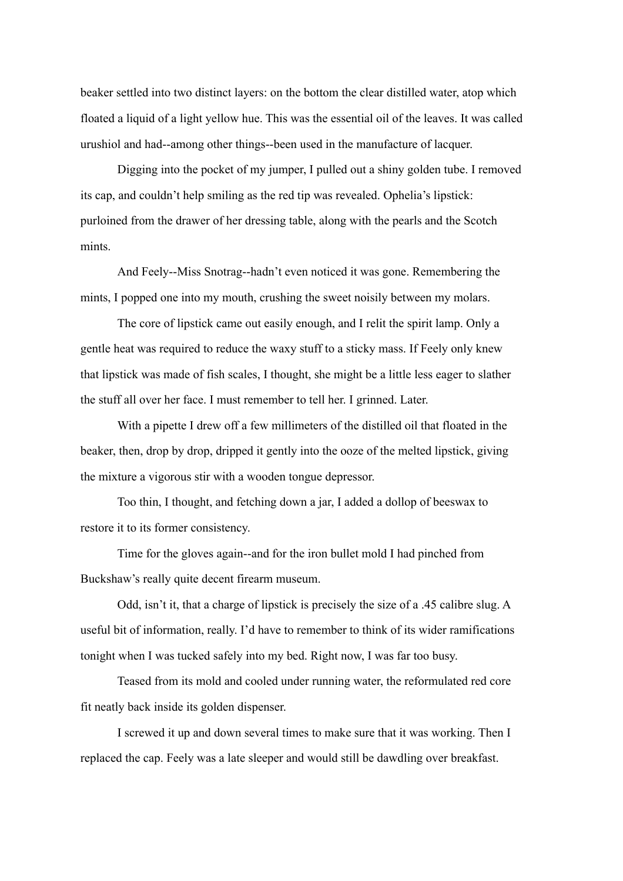beaker settled into two distinct layers: on the bottom the clear distilled water, atop which floated a liquid of a light yellow hue. This was the essential oil of the leaves. It was called urushiol and had--among other things--been used in the manufacture of lacquer.

Digging into the pocket of my jumper, I pulled out a shiny golden tube. I removed its cap, and couldn't help smiling as the red tip was revealed. Ophelia's lipstick: purloined from the drawer of her dressing table, along with the pearls and the Scotch mints.

And Feely--Miss Snotrag--hadn't even noticed it was gone. Remembering the mints, I popped one into my mouth, crushing the sweet noisily between my molars.

The core of lipstick came out easily enough, and I relit the spirit lamp. Only a gentle heat was required to reduce the waxy stuff to a sticky mass. If Feely only knew that lipstick was made of fish scales, I thought, she might be a little less eager to slather the stuff all over her face. I must remember to tell her. I grinned. Later.

With a pipette I drew off a few millimeters of the distilled oil that floated in the beaker, then, drop by drop, dripped it gently into the ooze of the melted lipstick, giving the mixture a vigorous stir with a wooden tongue depressor.

Too thin, I thought, and fetching down a jar, I added a dollop of beeswax to restore it to its former consistency.

Time for the gloves again--and for the iron bullet mold I had pinched from Buckshaw's really quite decent firearm museum.

Odd, isn't it, that a charge of lipstick is precisely the size of a .45 calibre slug. A useful bit of information, really. I'd have to remember to think of its wider ramifications tonight when I was tucked safely into my bed. Right now, I was far too busy.

Teased from its mold and cooled under running water, the reformulated red core fit neatly back inside its golden dispenser.

I screwed it up and down several times to make sure that it was working. Then I replaced the cap. Feely was a late sleeper and would still be dawdling over breakfast.